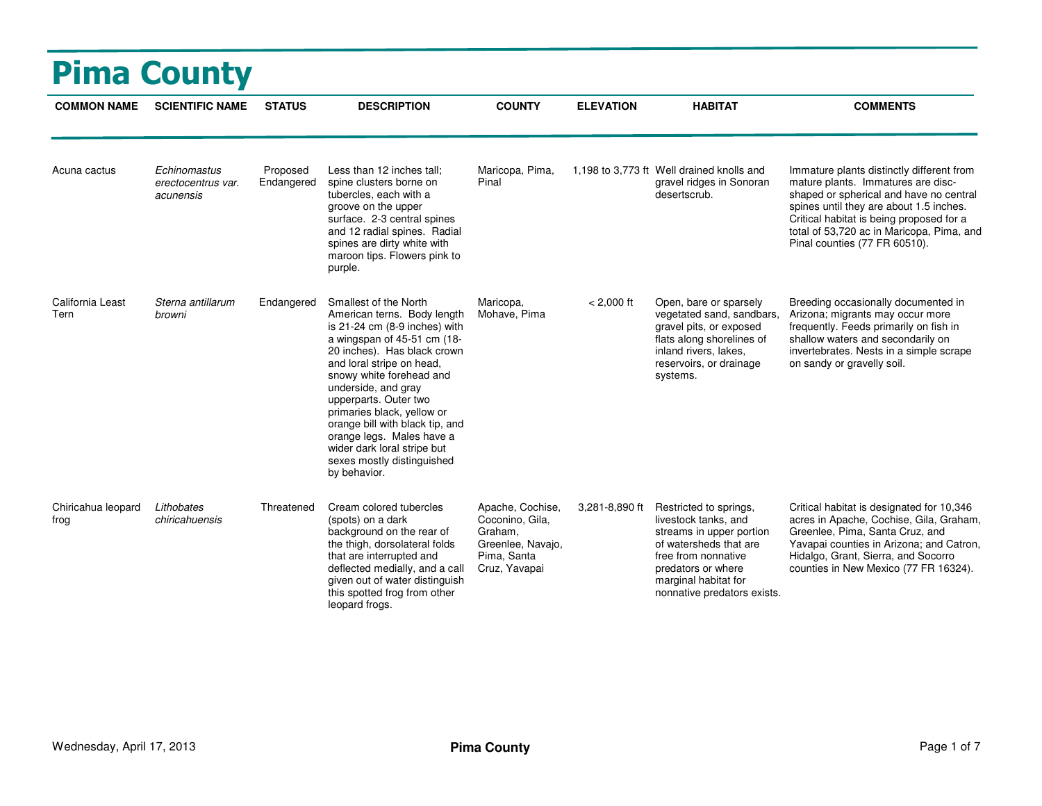# Pima County

| COMMON NAME | SCIENTIFIC NAME | STATUS | DESCRIPTION | COUNTY | ELEVATION | HABITAT | COMMENTS |
|---|---|---|---|---|---|---|---|
| Acuna cactus | *Echinomastus erectocentrus var. acunensis* | Proposed Endangered | Less than 12 inches tall; spine clusters borne on tubercles, each with a groove on the upper surface. 2-3 central spines and 12 radial spines. Radial spines are dirty white with maroon tips. Flowers pink to purple. | Maricopa, Pima, Pinal | 1,198 to 3,773 ft | Well drained knolls and gravel ridges in Sonoran desertscrub. | Immature plants distinctly different from mature plants. Immatures are disc-shaped or spherical and have no central spines until they are about 1.5 inches. Critical habitat is being proposed for a total of 53,720 ac in Maricopa, Pima, and Pinal counties (77 FR 60510). |
| California Least Tern | *Sterna antillarum browni* | Endangered | Smallest of the North American terns. Body length is 21-24 cm (8-9 inches) with a wingspan of 45-51 cm (18-20 inches). Has black crown and loral stripe on head, snowy white forehead and underside, and gray upperparts. Outer two primaries black, yellow or orange bill with black tip, and orange legs. Males have a wider dark loral stripe but sexes mostly distinguished by behavior. | Maricopa, Mohave, Pima | < 2,000 ft | Open, bare or sparsely vegetated sand, sandbars, gravel pits, or exposed flats along shorelines of inland rivers, lakes, reservoirs, or drainage systems. | Breeding occasionally documented in Arizona; migrants may occur more frequently. Feeds primarily on fish in shallow waters and secondarily on invertebrates. Nests in a simple scrape on sandy or gravelly soil. |
| Chiricahua leopard frog | *Lithobates chiricahuensis* | Threatened | Cream colored tubercles (spots) on a dark background on the rear of the thigh, dorsolateral folds that are interrupted and deflected medially, and a call given out of water distinguish this spotted frog from other leopard frogs. | Apache, Cochise, Coconino, Gila, Graham, Greenlee, Navajo, Pima, Santa Cruz, Yavapai | 3,281-8,890 ft | Restricted to springs, livestock tanks, and streams in upper portion of watersheds that are free from nonnative predators or where marginal habitat for nonnative predators exists. | Critical habitat is designated for 10,346 acres in Apache, Cochise, Gila, Graham, Greenlee, Pima, Santa Cruz, and Yavapai counties in Arizona; and Catron, Hidalgo, Grant, Sierra, and Socorro counties in New Mexico (77 FR 16324). |

Wednesday, April 17, 2013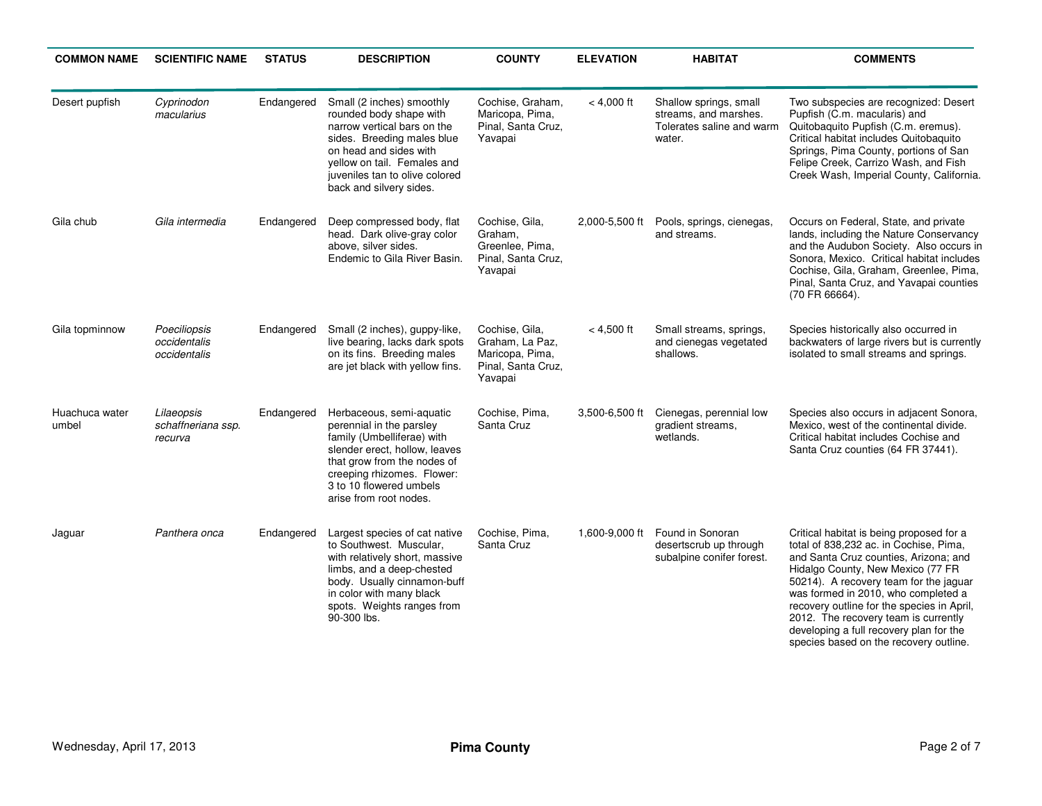| COMMON NAME | SCIENTIFIC NAME | STATUS | DESCRIPTION | COUNTY | ELEVATION | HABITAT | COMMENTS |
|---|---|---|---|---|---|---|---|
| Desert pupfish | *Cyprinodon macularius* | Endangered | Small (2 inches) smoothly rounded body shape with narrow vertical bars on the sides. Breeding males blue on head and sides with yellow on tail. Females and juveniles tan to olive colored back and silvery sides. | Cochise, Graham, Maricopa, Pima, Pinal, Santa Cruz, Yavapai | < 4,000 ft | Shallow springs, small streams, and marshes. Tolerates saline and warm water. | Two subspecies are recognized: Desert Pupfish (C.m. macularis) and Quitobaquito Pupfish (C.m. eremus). Critical habitat includes Quitobaquito Springs, Pima County, portions of San Felipe Creek, Carrizo Wash, and Fish Creek Wash, Imperial County, California. |
| Gila chub | *Gila intermedia* | Endangered | Deep compressed body, flat head. Dark olive-gray color above, silver sides. Endemic to Gila River Basin. | Cochise, Gila, Graham, Greenlee, Pima, Pinal, Santa Cruz, Yavapai | 2,000-5,500 ft | Pools, springs, cienegas, and streams. | Occurs on Federal, State, and private lands, including the Nature Conservancy and the Audubon Society. Also occurs in Sonora, Mexico. Critical habitat includes Cochise, Gila, Graham, Greenlee, Pima, Pinal, Santa Cruz, and Yavapai counties (70 FR 66664). |
| Gila topminnow | *Poeciliopsis occidentalis occidentalis* | Endangered | Small (2 inches), guppy-like, live bearing, lacks dark spots on its fins. Breeding males are jet black with yellow fins. | Cochise, Gila, Graham, La Paz, Maricopa, Pima, Pinal, Santa Cruz, Yavapai | < 4,500 ft | Small streams, springs, and cienegas vegetated shallows. | Species historically also occurred in backwaters of large rivers but is currently isolated to small streams and springs. |
| Huachuca water umbel | *Lilaeopsis schaffneriana ssp. recurva* | Endangered | Herbaceous, semi-aquatic perennial in the parsley family (Umbelliferae) with slender erect, hollow, leaves that grow from the nodes of creeping rhizomes. Flower: 3 to 10 flowered umbels arise from root nodes. | Cochise, Pima, Santa Cruz | 3,500-6,500 ft | Cienegas, perennial low gradient streams, wetlands. | Species also occurs in adjacent Sonora, Mexico, west of the continental divide. Critical habitat includes Cochise and Santa Cruz counties (64 FR 37441). |
| Jaguar | *Panthera onca* | Endangered | Largest species of cat native to Southwest. Muscular, with relatively short, massive limbs, and a deep-chested body. Usually cinnamon-buff in color with many black spots. Weights ranges from 90-300 lbs. | Cochise, Pima, Santa Cruz | 1,600-9,000 ft | Found in Sonoran desertscrub up through subalpine conifer forest. | Critical habitat is being proposed for a total of 838,232 ac. in Cochise, Pima, and Santa Cruz counties, Arizona; and Hidalgo County, New Mexico (77 FR 50214). A recovery team for the jaguar was formed in 2010, who completed a recovery outline for the species in April, 2012. The recovery team is currently developing a full recovery plan for the species based on the recovery outline. |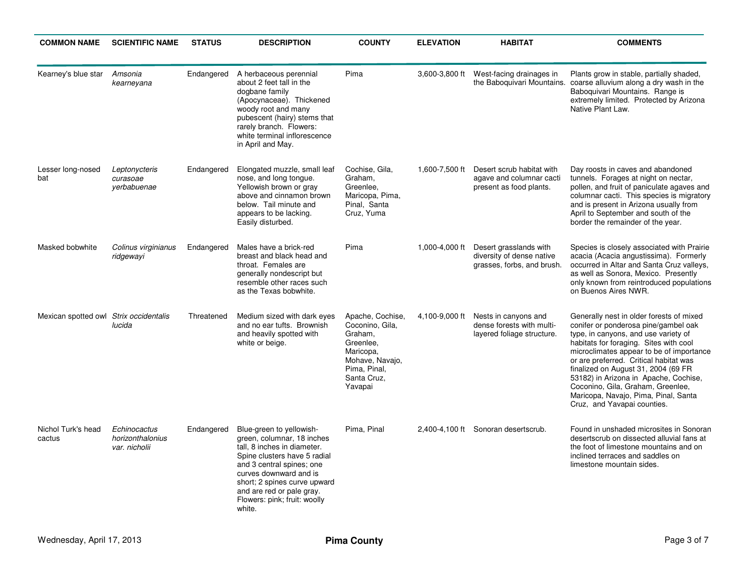| COMMON NAME | SCIENTIFIC NAME | STATUS | DESCRIPTION | COUNTY | ELEVATION | HABITAT | COMMENTS |
| --- | --- | --- | --- | --- | --- | --- | --- |
| Kearney's blue star | *Amsonia kearneyana* | Endangered | A herbaceous perennial about 2 feet tall in the dogbane family (Apocynaceae). Thickened woody root and many pubescent (hairy) stems that rarely branch. Flowers: white terminal inflorescence in April and May. | Pima | 3,600-3,800 ft | West-facing drainages in the Baboquivari Mountains. | Plants grow in stable, partially shaded, coarse alluvium along a dry wash in the Baboquivari Mountains. Range is extremely limited. Protected by Arizona Native Plant Law. |
| Lesser long-nosed bat | *Leptonycteris curasoae yerbabuenae* | Endangered | Elongated muzzle, small leaf nose, and long tongue. Yellowish brown or gray above and cinnamon brown below. Tail minute and appears to be lacking. Easily disturbed. | Cochise, Gila, Graham, Greenlee, Maricopa, Pima, Pinal, Santa Cruz, Yuma | 1,600-7,500 ft | Desert scrub habitat with agave and columnar cacti present as food plants. | Day roosts in caves and abandoned tunnels. Forages at night on nectar, pollen, and fruit of paniculate agaves and columnar cacti. This species is migratory and is present in Arizona usually from April to September and south of the border the remainder of the year. |
| Masked bobwhite | *Colinus virginianus ridgewayi* | Endangered | Males have a brick-red breast and black head and throat. Females are generally nondescript but resemble other races such as the Texas bobwhite. | Pima | 1,000-4,000 ft | Desert grasslands with diversity of dense native grasses, forbs, and brush. | Species is closely associated with Prairie acacia (Acacia angustissima). Formerly occurred in Altar and Santa Cruz valleys, as well as Sonora, Mexico. Presently only known from reintroduced populations on Buenos Aires NWR. |
| Mexican spotted owl | *Strix occidentalis lucida* | Threatened | Medium sized with dark eyes and no ear tufts. Brownish and heavily spotted with white or beige. | Apache, Cochise, Coconino, Gila, Graham, Greenlee, Maricopa, Mohave, Navajo, Pima, Pinal, Santa Cruz, Yavapai | 4,100-9,000 ft | Nests in canyons and dense forests with multi-layered foliage structure. | Generally nest in older forests of mixed conifer or ponderosa pine/gambel oak type, in canyons, and use variety of habitats for foraging. Sites with cool microclimates appear to be of importance or are preferred. Critical habitat was finalized on August 31, 2004 (69 FR 53182) in Arizona in Apache, Cochise, Coconino, Gila, Graham, Greenlee, Maricopa, Navajo, Pima, Pinal, Santa Cruz, and Yavapai counties. |
| Nichol Turk's head cactus | *Echinocactus horizonthalonius var. nicholii* | Endangered | Blue-green to yellowish-green, columnar, 18 inches tall, 8 inches in diameter. Spine clusters have 5 radial and 3 central spines; one curves downward and is short; 2 spines curve upward and are red or pale gray. Flowers: pink; fruit: woolly white. | Pima, Pinal | 2,400-4,100 ft | Sonoran desertscrub. | Found in unshaded microsites in Sonoran desertscrub on dissected alluvial fans at the foot of limestone mountains and on inclined terraces and saddles on limestone mountain sides. |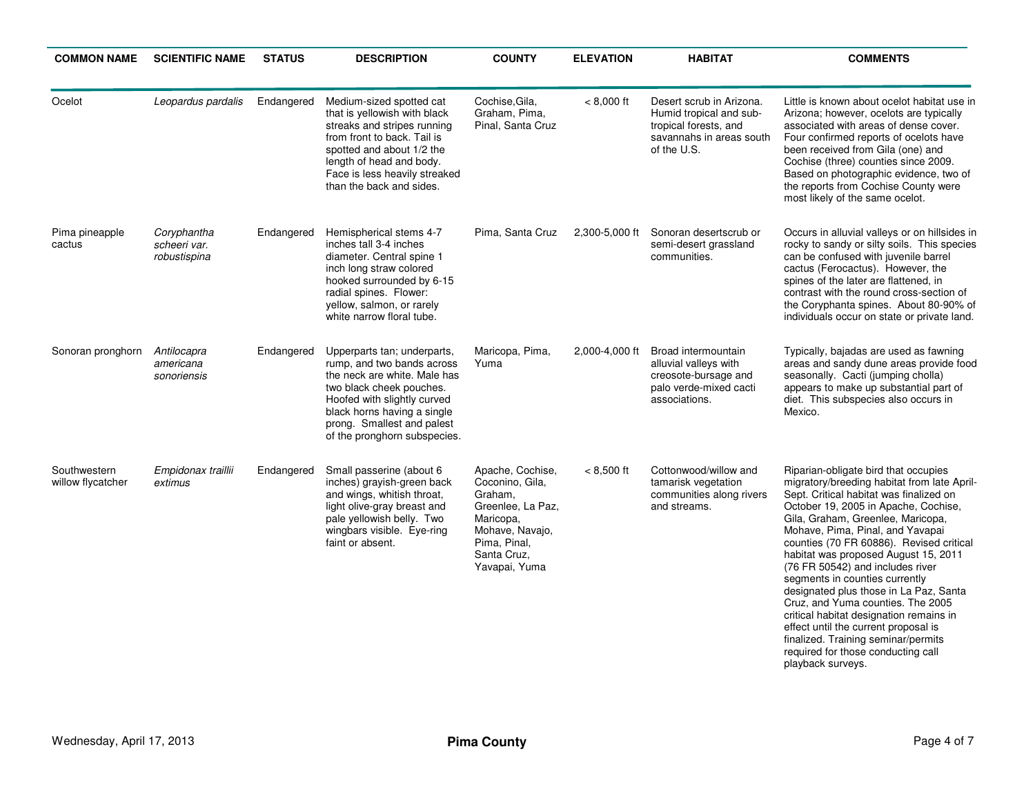| COMMON NAME | SCIENTIFIC NAME | STATUS | DESCRIPTION | COUNTY | ELEVATION | HABITAT | COMMENTS |
|---|---|---|---|---|---|---|---|
| Ocelot | *Leopardus pardalis* | Endangered | Medium-sized spotted cat that is yellowish with black streaks and stripes running from front to back. Tail is spotted and about 1/2 the length of head and body. Face is less heavily streaked than the back and sides. | Cochise,Gila, Graham, Pima, Pinal, Santa Cruz | < 8,000 ft | Desert scrub in Arizona. Humid tropical and sub-tropical forests, and savannahs in areas south of the U.S. | Little is known about ocelot habitat use in Arizona; however, ocelots are typically associated with areas of dense cover. Four confirmed reports of ocelots have been received from Gila (one) and Cochise (three) counties since 2009. Based on photographic evidence, two of the reports from Cochise County were most likely of the same ocelot. |
| Pima pineapple cactus | *Coryphantha scheeri var. robustispina* | Endangered | Hemispherical stems 4-7 inches tall 3-4 inches diameter. Central spine 1 inch long straw colored hooked surrounded by 6-15 radial spines. Flower: yellow, salmon, or rarely white narrow floral tube. | Pima, Santa Cruz | 2,300-5,000 ft | Sonoran desertscrub or semi-desert grassland communities. | Occurs in alluvial valleys or on hillsides in rocky to sandy or silty soils. This species can be confused with juvenile barrel cactus (Ferocactus). However, the spines of the later are flattened, in contrast with the round cross-section of the Coryphanta spines. About 80-90% of individuals occur on state or private land. |
| Sonoran pronghorn | *Antilocapra americana sonoriensis* | Endangered | Upperparts tan; underparts, rump, and two bands across the neck are white. Male has two black cheek pouches. Hoofed with slightly curved black horns having a single prong. Smallest and palest of the pronghorn subspecies. | Maricopa, Pima, Yuma | 2,000-4,000 ft | Broad intermountain alluvial valleys with creosote-bursage and palo verde-mixed cacti associations. | Typically, bajadas are used as fawning areas and sandy dune areas provide food seasonally. Cacti (jumping cholla) appears to make up substantial part of diet. This subspecies also occurs in Mexico. |
| Southwestern willow flycatcher | *Empidonax traillii extimus* | Endangered | Small passerine (about 6 inches) grayish-green back and wings, whitish throat, light olive-gray breast and pale yellowish belly. Two wingbars visible. Eye-ring faint or absent. | Apache, Cochise, Coconino, Gila, Graham, Greenlee, La Paz, Maricopa, Mohave, Navajo, Pima, Pinal, Santa Cruz, Yavapai, Yuma | < 8,500 ft | Cottonwood/willow and tamarisk vegetation communities along rivers and streams. | Riparian-obligate bird that occupies migratory/breeding habitat from late April-Sept. Critical habitat was finalized on October 19, 2005 in Apache, Cochise, Gila, Graham, Greenlee, Maricopa, Mohave, Pima, Pinal, and Yavapai counties (70 FR 60886). Revised critical habitat was proposed August 15, 2011 (76 FR 50542) and includes river segments in counties currently designated plus those in La Paz, Santa Cruz, and Yuma counties. The 2005 critical habitat designation remains in effect until the current proposal is finalized. Training seminar/permits required for those conducting call playback surveys. |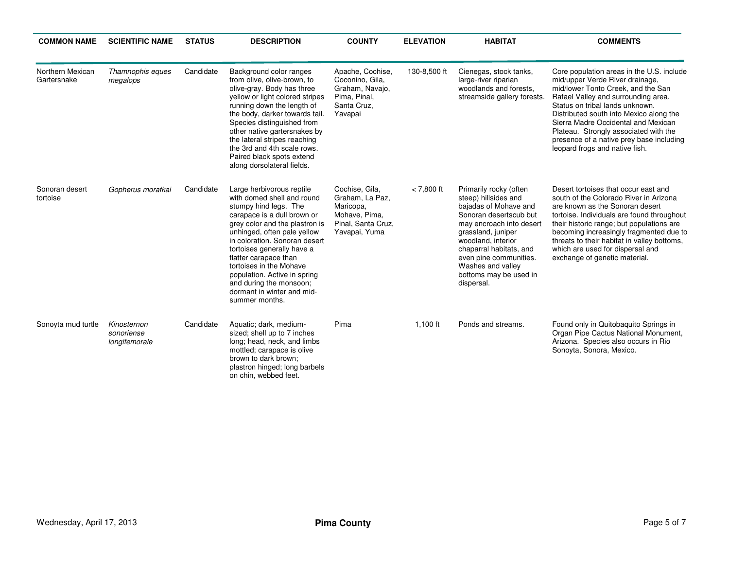| COMMON NAME | SCIENTIFIC NAME | STATUS | DESCRIPTION | COUNTY | ELEVATION | HABITAT | COMMENTS |
|---|---|---|---|---|---|---|---|
| Northern Mexican Gartersnake | *Thamnophis eques megalops* | Candidate | Background color ranges from olive, olive-brown, to olive-gray. Body has three yellow or light colored stripes running down the length of the body, darker towards tail. Species distinguished from other native gartersnakes by the lateral stripes reaching the 3rd and 4th scale rows. Paired black spots extend along dorsolateral fields. | Apache, Cochise, Coconino, Gila, Graham, Navajo, Pima, Pinal, Santa Cruz, Yavapai | 130-8,500 ft | Cienegas, stock tanks, large-river riparian woodlands and forests, streamside gallery forests. | Core population areas in the U.S. include mid/upper Verde River drainage, mid/lower Tonto Creek, and the San Rafael Valley and surrounding area. Status on tribal lands unknown. Distributed south into Mexico along the Sierra Madre Occidental and Mexican Plateau. Strongly associated with the presence of a native prey base including leopard frogs and native fish. |
| Sonoran desert tortoise | *Gopherus morafkai* | Candidate | Large herbivorous reptile with domed shell and round stumpy hind legs. The carapace is a dull brown or grey color and the plastron is unhinged, often pale yellow in coloration. Sonoran desert tortoises generally have a flatter carapace than tortoises in the Mohave population. Active in spring and during the monsoon; dormant in winter and mid-summer months. | Cochise, Gila, Graham, La Paz, Maricopa, Mohave, Pima, Pinal, Santa Cruz, Yavapai, Yuma | < 7,800 ft | Primarily rocky (often steep) hillsides and bajadas of Mohave and Sonoran desertscub but may encroach into desert grassland, juniper woodland, interior chaparral habitats, and even pine communities. Washes and valley bottoms may be used in dispersal. | Desert tortoises that occur east and south of the Colorado River in Arizona are known as the Sonoran desert tortoise. Individuals are found throughout their historic range; but populations are becoming increasingly fragmented due to threats to their habitat in valley bottoms, which are used for dispersal and exchange of genetic material. |
| Sonoyta mud turtle | *Kinosternon sonoriense longifemorale* | Candidate | Aquatic; dark, medium-sized; shell up to 7 inches long; head, neck, and limbs mottled; carapace is olive brown to dark brown; plastron hinged; long barbels on chin, webbed feet. | Pima | 1,100 ft | Ponds and streams. | Found only in Quitobaquito Springs in Organ Pipe Cactus National Monument, Arizona. Species also occurs in Rio Sonoyta, Sonora, Mexico. |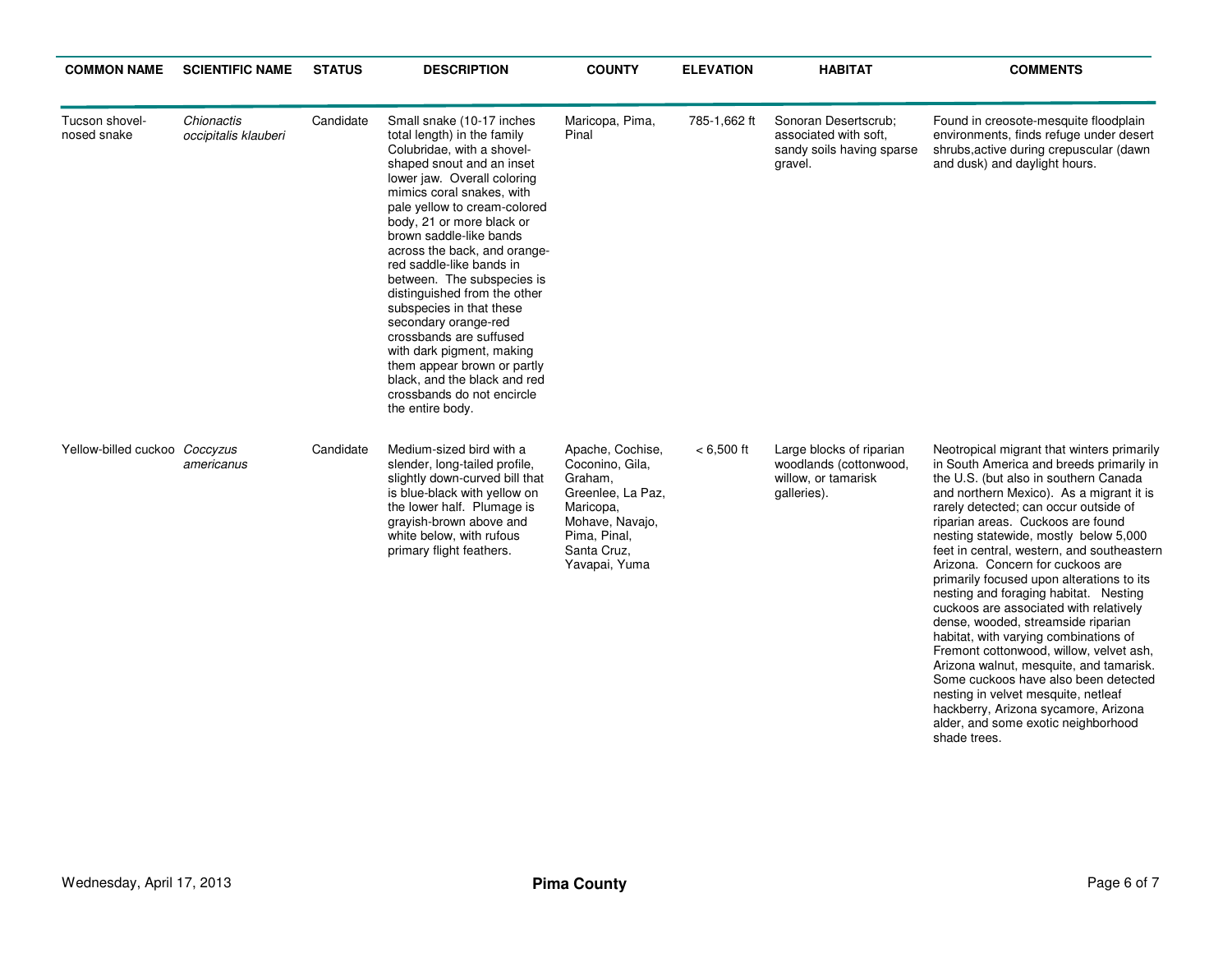| COMMON NAME | SCIENTIFIC NAME | STATUS | DESCRIPTION | COUNTY | ELEVATION | HABITAT | COMMENTS |
|---|---|---|---|---|---|---|---|
| Tucson shovel-nosed snake | *Chionactis occipitalis klauberi* | Candidate | Small snake (10-17 inches total length) in the family Colubridae, with a shovel-shaped snout and an inset lower jaw. Overall coloring mimics coral snakes, with pale yellow to cream-colored body, 21 or more black or brown saddle-like bands across the back, and orange-red saddle-like bands in between. The subspecies is distinguished from the other subspecies in that these secondary orange-red crossbands are suffused with dark pigment, making them appear brown or partly black, and the black and red crossbands do not encircle the entire body. | Maricopa, Pima, Pinal | 785-1,662 ft | Sonoran Desertscrub; associated with soft, sandy soils having sparse gravel. | Found in creosote-mesquite floodplain environments, finds refuge under desert shrubs,active during crepuscular (dawn and dusk) and daylight hours. |
| Yellow-billed cuckoo | *Coccyzus americanus* | Candidate | Medium-sized bird with a slender, long-tailed profile, slightly down-curved bill that is blue-black with yellow on the lower half. Plumage is grayish-brown above and white below, with rufous primary flight feathers. | Apache, Cochise, Coconino, Gila, Graham, Greenlee, La Paz, Maricopa, Mohave, Navajo, Pima, Pinal, Santa Cruz, Yavapai, Yuma | < 6,500 ft | Large blocks of riparian woodlands (cottonwood, willow, or tamarisk galleries). | Neotropical migrant that winters primarily in South America and breeds primarily in the U.S. (but also in southern Canada and northern Mexico). As a migrant it is rarely detected; can occur outside of riparian areas. Cuckoos are found nesting statewide, mostly below 5,000 feet in central, western, and southeastern Arizona. Concern for cuckoos are primarily focused upon alterations to its nesting and foraging habitat. Nesting cuckoos are associated with relatively dense, wooded, streamside riparian habitat, with varying combinations of Fremont cottonwood, willow, velvet ash, Arizona walnut, mesquite, and tamarisk. Some cuckoos have also been detected nesting in velvet mesquite, netleaf hackberry, Arizona sycamore, Arizona alder, and some exotic neighborhood shade trees. |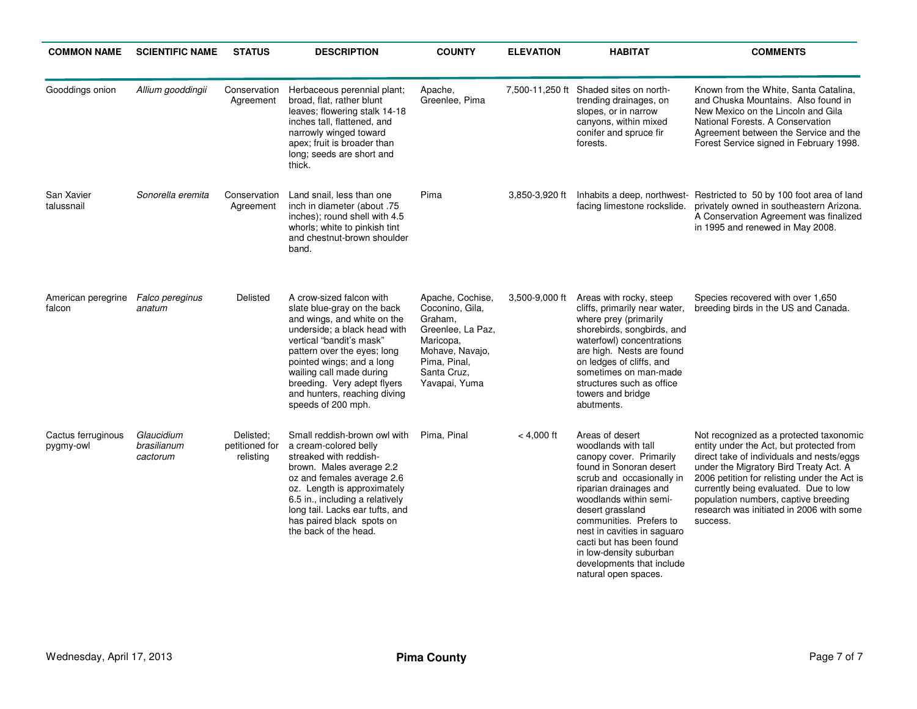| COMMON NAME | SCIENTIFIC NAME | STATUS | DESCRIPTION | COUNTY | ELEVATION | HABITAT | COMMENTS |
|---|---|---|---|---|---|---|---|
| Gooddings onion | *Allium gooddingii* | Conservation Agreement | Herbaceous perennial plant; broad, flat, rather blunt leaves; flowering stalk 14-18 inches tall, flattened, and narrowly winged toward apex; fruit is broader than long; seeds are short and thick. | Apache, Greenlee, Pima | 7,500-11,250 ft | Shaded sites on north-trending drainages, on slopes, or in narrow canyons, within mixed conifer and spruce fir forests. | Known from the White, Santa Catalina, and Chuska Mountains. Also found in New Mexico on the Lincoln and Gila National Forests. A Conservation Agreement between the Service and the Forest Service signed in February 1998. |
| San Xavier talussnail | *Sonorella eremita* | Conservation Agreement | Land snail, less than one inch in diameter (about .75 inches); round shell with 4.5 whorls; white to pinkish tint and chestnut-brown shoulder band. | Pima | 3,850-3,920 ft | Inhabits a deep, northwest-facing limestone rockslide. | Restricted to 50 by 100 foot area of land privately owned in southeastern Arizona. A Conservation Agreement was finalized in 1995 and renewed in May 2008. |
| American peregrine falcon | *Falco pereginus anatum* | Delisted | A crow-sized falcon with slate blue-gray on the back and wings, and white on the underside; a black head with vertical "bandit's mask" pattern over the eyes; long pointed wings; and a long wailing call made during breeding. Very adept flyers and hunters, reaching diving speeds of 200 mph. | Apache, Cochise, Coconino, Gila, Graham, Greenlee, La Paz, Maricopa, Mohave, Navajo, Pima, Pinal, Santa Cruz, Yavapai, Yuma | 3,500-9,000 ft | Areas with rocky, steep cliffs, primarily near water, where prey (primarily shorebirds, songbirds, and waterfowl) concentrations are high. Nests are found on ledges of cliffs, and sometimes on man-made structures such as office towers and bridge abutments. | Species recovered with over 1,650 breeding birds in the US and Canada. |
| Cactus ferruginous pygmy-owl | *Glaucidium brasilianum cactorum* | Delisted; petitioned for relisting | Small reddish-brown owl with a cream-colored belly streaked with reddish-brown. Males average 2.2 oz and females average 2.6 oz. Length is approximately 6.5 in., including a relatively long tail. Lacks ear tufts, and has paired black spots on the back of the head. | Pima, Pinal | < 4,000 ft | Areas of desert woodlands with tall canopy cover. Primarily found in Sonoran desert scrub and occasionally in riparian drainages and woodlands within semi-desert grassland communities. Prefers to nest in cavities in saguaro cacti but has been found in low-density suburban developments that include natural open spaces. | Not recognized as a protected taxonomic entity under the Act, but protected from direct take of individuals and nests/eggs under the Migratory Bird Treaty Act. A 2006 petition for relisting under the Act is currently being evaluated. Due to low population numbers, captive breeding research was initiated in 2006 with some success. |